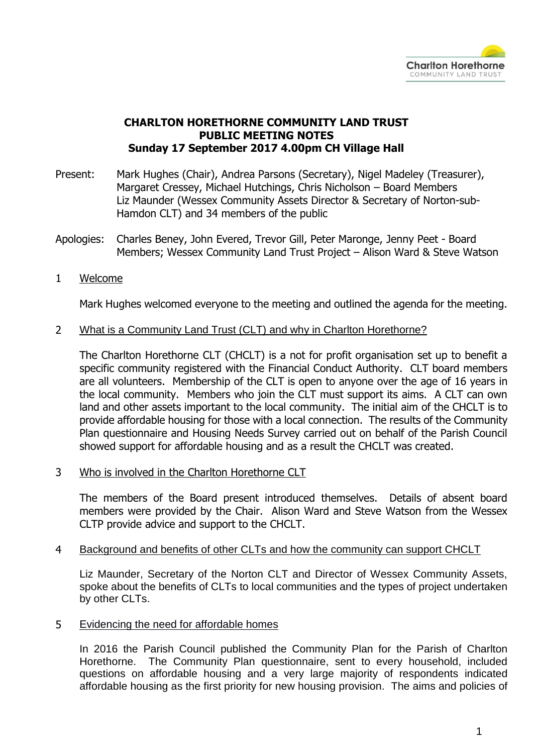Charlton Horethorne
COMMUNITY LAND TRUST

# CHARLTON HORETHORNE COMMUNITY LAND TRUST
## PUBLIC MEETING NOTES
### Sunday 17 September 2017 4.00pm CH Village Hall

Present: Mark Hughes (Chair), Andrea Parsons (Secretary), Nigel Madeley (Treasurer), Margaret Cressey, Michael Hutchings, Chris Nicholson – Board Members
Liz Maunder (Wessex Community Assets Director & Secretary of Norton-sub-Hamdon CLT) and 34 members of the public

Apologies: Charles Beney, John Evered, Trevor Gill, Peter Maronge, Jenny Peet - Board Members; Wessex Community Land Trust Project – Alison Ward & Steve Watson

1 Welcome

Mark Hughes welcomed everyone to the meeting and outlined the agenda for the meeting.

2 What is a Community Land Trust (CLT) and why in Charlton Horethorne?

The Charlton Horethorne CLT (CHCLT) is a not for profit organisation set up to benefit a specific community registered with the Financial Conduct Authority. CLT board members are all volunteers. Membership of the CLT is open to anyone over the age of 16 years in the local community. Members who join the CLT must support its aims. A CLT can own land and other assets important to the local community. The initial aim of the CHCLT is to provide affordable housing for those with a local connection. The results of the Community Plan questionnaire and Housing Needs Survey carried out on behalf of the Parish Council showed support for affordable housing and as a result the CHCLT was created.

3 Who is involved in the Charlton Horethorne CLT

The members of the Board present introduced themselves. Details of absent board members were provided by the Chair. Alison Ward and Steve Watson from the Wessex CLTP provide advice and support to the CHCLT.

4 Background and benefits of other CLTs and how the community can support CHCLT

Liz Maunder, Secretary of the Norton CLT and Director of Wessex Community Assets, spoke about the benefits of CLTs to local communities and the types of project undertaken by other CLTs.

5 Evidencing the need for affordable homes

In 2016 the Parish Council published the Community Plan for the Parish of Charlton Horethorne. The Community Plan questionnaire, sent to every household, included questions on affordable housing and a very large majority of respondents indicated affordable housing as the first priority for new housing provision. The aims and policies of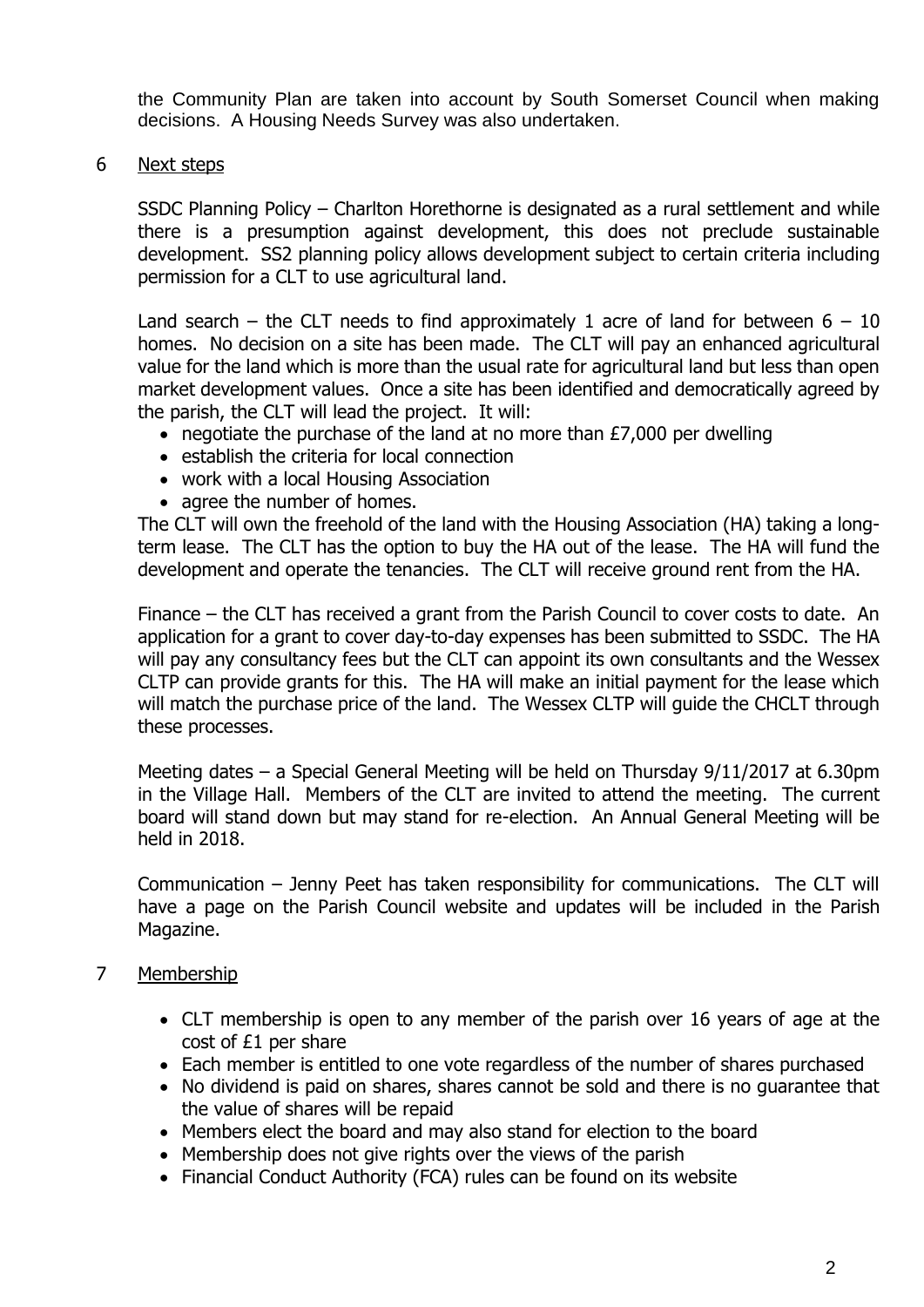the Community Plan are taken into account by South Somerset Council when making decisions. A Housing Needs Survey was also undertaken.

## 6 Next steps

SSDC Planning Policy – Charlton Horethorne is designated as a rural settlement and while there is a presumption against development, this does not preclude sustainable development. SS2 planning policy allows development subject to certain criteria including permission for a CLT to use agricultural land.

Land search – the CLT needs to find approximately 1 acre of land for between 6 – 10 homes. No decision on a site has been made. The CLT will pay an enhanced agricultural value for the land which is more than the usual rate for agricultural land but less than open market development values. Once a site has been identified and democratically agreed by the parish, the CLT will lead the project. It will:

- negotiate the purchase of the land at no more than £7,000 per dwelling
- establish the criteria for local connection
- work with a local Housing Association
- agree the number of homes.

The CLT will own the freehold of the land with the Housing Association (HA) taking a long-term lease. The CLT has the option to buy the HA out of the lease. The HA will fund the development and operate the tenancies. The CLT will receive ground rent from the HA.

Finance – the CLT has received a grant from the Parish Council to cover costs to date. An application for a grant to cover day-to-day expenses has been submitted to SSDC. The HA will pay any consultancy fees but the CLT can appoint its own consultants and the Wessex CLTP can provide grants for this. The HA will make an initial payment for the lease which will match the purchase price of the land. The Wessex CLTP will guide the CHCLT through these processes.

Meeting dates – a Special General Meeting will be held on Thursday 9/11/2017 at 6.30pm in the Village Hall. Members of the CLT are invited to attend the meeting. The current board will stand down but may stand for re-election. An Annual General Meeting will be held in 2018.

Communication – Jenny Peet has taken responsibility for communications. The CLT will have a page on the Parish Council website and updates will be included in the Parish Magazine.

## 7 Membership

- CLT membership is open to any member of the parish over 16 years of age at the cost of £1 per share
- Each member is entitled to one vote regardless of the number of shares purchased
- No dividend is paid on shares, shares cannot be sold and there is no guarantee that the value of shares will be repaid
- Members elect the board and may also stand for election to the board
- Membership does not give rights over the views of the parish
- Financial Conduct Authority (FCA) rules can be found on its website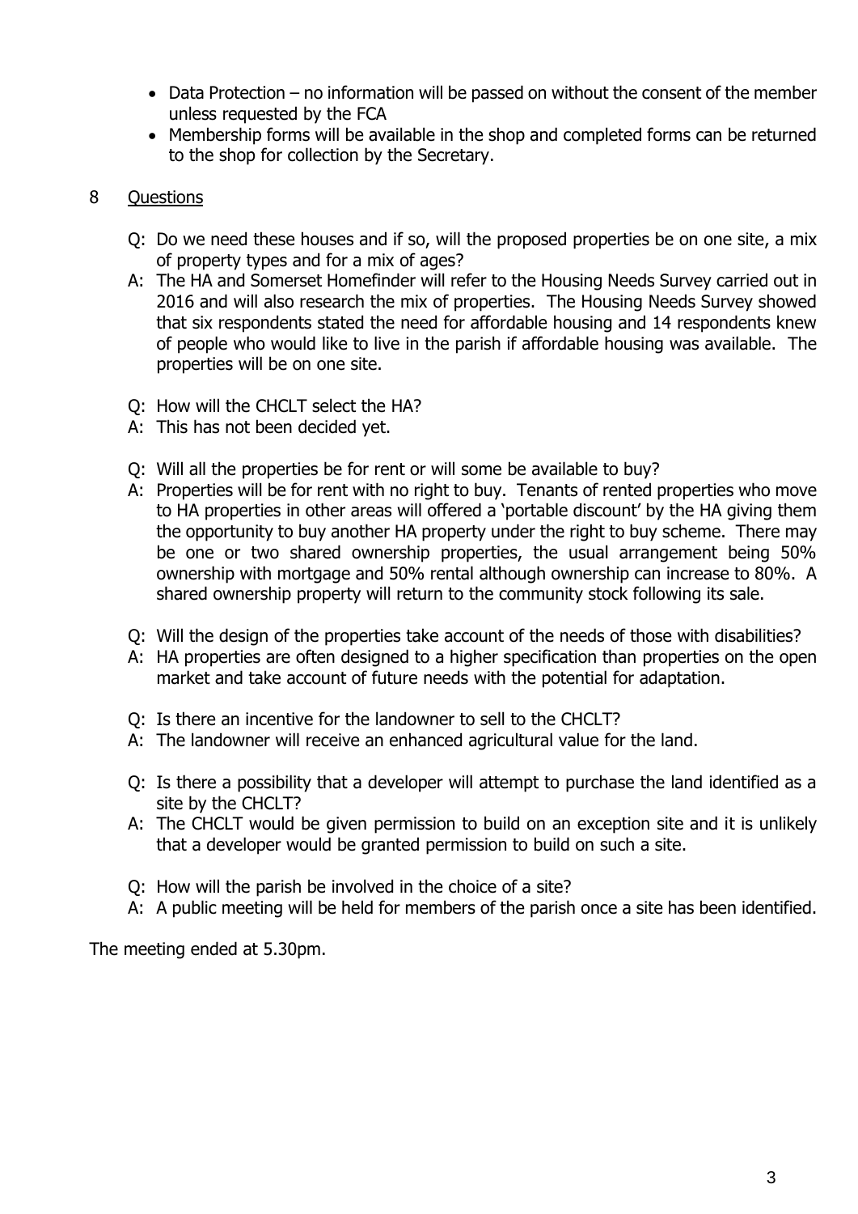- Data Protection – no information will be passed on without the consent of the member unless requested by the FCA
- Membership forms will be available in the shop and completed forms can be returned to the shop for collection by the Secretary.

## 8 Questions

Q: Do we need these houses and if so, will the proposed properties be on one site, a mix of property types and for a mix of ages?

A: The HA and Somerset Homefinder will refer to the Housing Needs Survey carried out in 2016 and will also research the mix of properties. The Housing Needs Survey showed that six respondents stated the need for affordable housing and 14 respondents knew of people who would like to live in the parish if affordable housing was available. The properties will be on one site.

Q: How will the CHCLT select the HA?

A: This has not been decided yet.

Q: Will all the properties be for rent or will some be available to buy?

A: Properties will be for rent with no right to buy. Tenants of rented properties who move to HA properties in other areas will offered a 'portable discount' by the HA giving them the opportunity to buy another HA property under the right to buy scheme. There may be one or two shared ownership properties, the usual arrangement being 50% ownership with mortgage and 50% rental although ownership can increase to 80%. A shared ownership property will return to the community stock following its sale.

Q: Will the design of the properties take account of the needs of those with disabilities?

A: HA properties are often designed to a higher specification than properties on the open market and take account of future needs with the potential for adaptation.

Q: Is there an incentive for the landowner to sell to the CHCLT?

A: The landowner will receive an enhanced agricultural value for the land.

Q: Is there a possibility that a developer will attempt to purchase the land identified as a site by the CHCLT?

A: The CHCLT would be given permission to build on an exception site and it is unlikely that a developer would be granted permission to build on such a site.

Q: How will the parish be involved in the choice of a site?

A: A public meeting will be held for members of the parish once a site has been identified.

The meeting ended at 5.30pm.